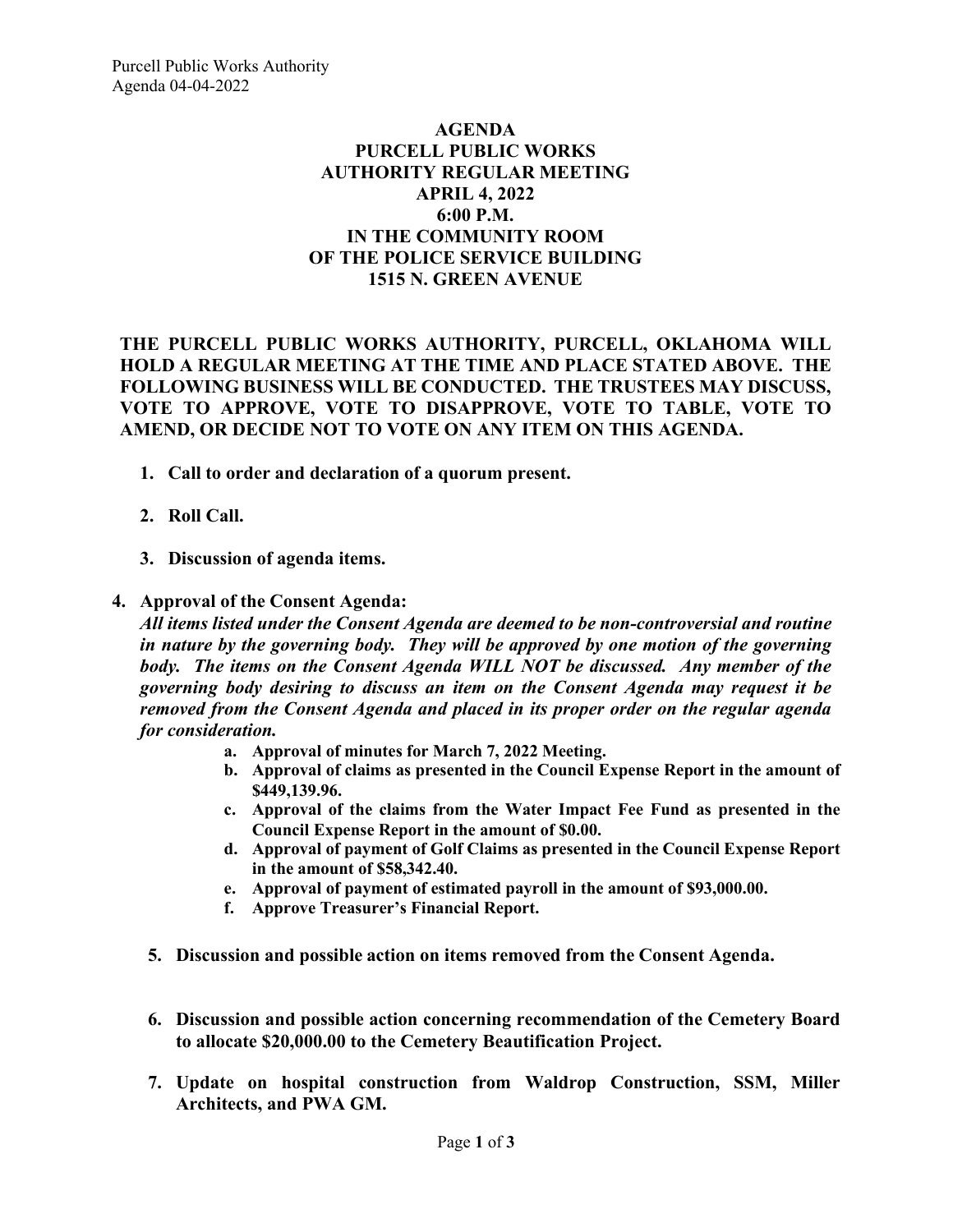# AGENDA
## PURCELL PUBLIC WORKS AUTHORITY REGULAR MEETING
## APRIL 4, 2022
## 6:00 P.M.
## IN THE COMMUNITY ROOM OF THE POLICE SERVICE BUILDING
## 1515 N. GREEN AVENUE

**THE PURCELL PUBLIC WORKS AUTHORITY, PURCELL, OKLAHOMA WILL HOLD A REGULAR MEETING AT THE TIME AND PLACE STATED ABOVE. THE FOLLOWING BUSINESS WILL BE CONDUCTED. THE TRUSTEES MAY DISCUSS, VOTE TO APPROVE, VOTE TO DISAPPROVE, VOTE TO TABLE, VOTE TO AMEND, OR DECIDE NOT TO VOTE ON ANY ITEM ON THIS AGENDA.**

1. **Call to order and declaration of a quorum present.**

2. **Roll Call.**

3. **Discussion of agenda items.**

4. **Approval of the Consent Agenda:**
   ***All items listed under the Consent Agenda are deemed to be non-controversial and routine in nature by the governing body. They will be approved by one motion of the governing body. The items on the Consent Agenda WILL NOT be discussed. Any member of the governing body desiring to discuss an item on the Consent Agenda may request it be removed from the Consent Agenda and placed in its proper order on the regular agenda for consideration.***
   a. **Approval of minutes for March 7, 2022 Meeting.**
   b. **Approval of claims as presented in the Council Expense Report in the amount of $449,139.96.**
   c. **Approval of the claims from the Water Impact Fee Fund as presented in the Council Expense Report in the amount of $0.00.**
   d. **Approval of payment of Golf Claims as presented in the Council Expense Report in the amount of $58,342.40.**
   e. **Approval of payment of estimated payroll in the amount of $93,000.00.**
   f. **Approve Treasurer's Financial Report.**

5. **Discussion and possible action on items removed from the Consent Agenda.**

6. **Discussion and possible action concerning recommendation of the Cemetery Board to allocate $20,000.00 to the Cemetery Beautification Project.**

7. **Update on hospital construction from Waldrop Construction, SSM, Miller Architects, and PWA GM.**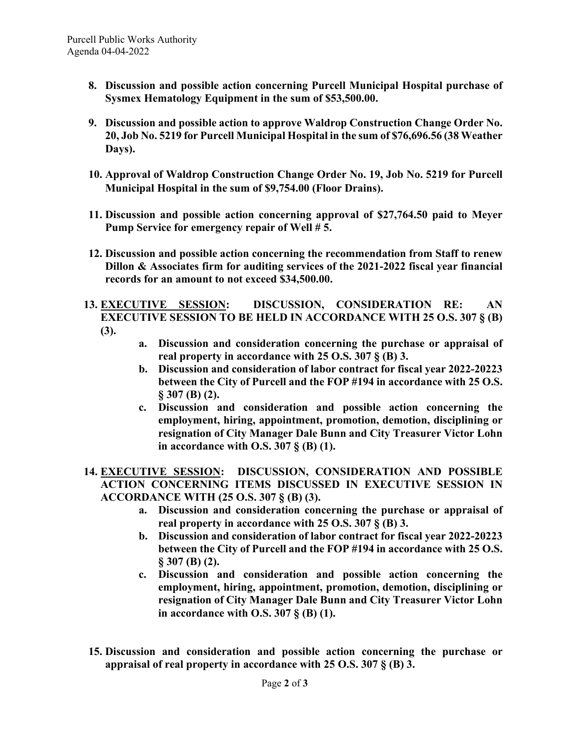8. **Discussion and possible action concerning Purcell Municipal Hospital purchase of Sysmex Hematology Equipment in the sum of $53,500.00.**

9. **Discussion and possible action to approve Waldrop Construction Change Order No. 20, Job No. 5219 for Purcell Municipal Hospital in the sum of $76,696.56 (38 Weather Days).**

10. **Approval of Waldrop Construction Change Order No. 19, Job No. 5219 for Purcell Municipal Hospital in the sum of $9,754.00 (Floor Drains).**

11. **Discussion and possible action concerning approval of $27,764.50 paid to Meyer Pump Service for emergency repair of Well # 5.**

12. **Discussion and possible action concerning the recommendation from Staff to renew Dillon & Associates firm for auditing services of the 2021-2022 fiscal year financial records for an amount to not exceed $34,500.00.**

13. **EXECUTIVE SESSION: DISCUSSION, CONSIDERATION RE: AN EXECUTIVE SESSION TO BE HELD IN ACCORDANCE WITH 25 O.S. 307 § (B) (3).**
    a. **Discussion and consideration concerning the purchase or appraisal of real property in accordance with 25 O.S. 307 § (B) 3.**
    b. **Discussion and consideration of labor contract for fiscal year 2022-20223 between the City of Purcell and the FOP #194 in accordance with 25 O.S. § 307 (B) (2).**
    c. **Discussion and consideration and possible action concerning the employment, hiring, appointment, promotion, demotion, disciplining or resignation of City Manager Dale Bunn and City Treasurer Victor Lohn in accordance with O.S. 307 § (B) (1).**

14. **EXECUTIVE SESSION: DISCUSSION, CONSIDERATION AND POSSIBLE ACTION CONCERNING ITEMS DISCUSSED IN EXECUTIVE SESSION IN ACCORDANCE WITH (25 O.S. 307 § (B) (3).**
    a. **Discussion and consideration concerning the purchase or appraisal of real property in accordance with 25 O.S. 307 § (B) 3.**
    b. **Discussion and consideration of labor contract for fiscal year 2022-20223 between the City of Purcell and the FOP #194 in accordance with 25 O.S. § 307 (B) (2).**
    c. **Discussion and consideration and possible action concerning the employment, hiring, appointment, promotion, demotion, disciplining or resignation of City Manager Dale Bunn and City Treasurer Victor Lohn in accordance with O.S. 307 § (B) (1).**

15. **Discussion and consideration and possible action concerning the purchase or appraisal of real property in accordance with 25 O.S. 307 § (B) 3.**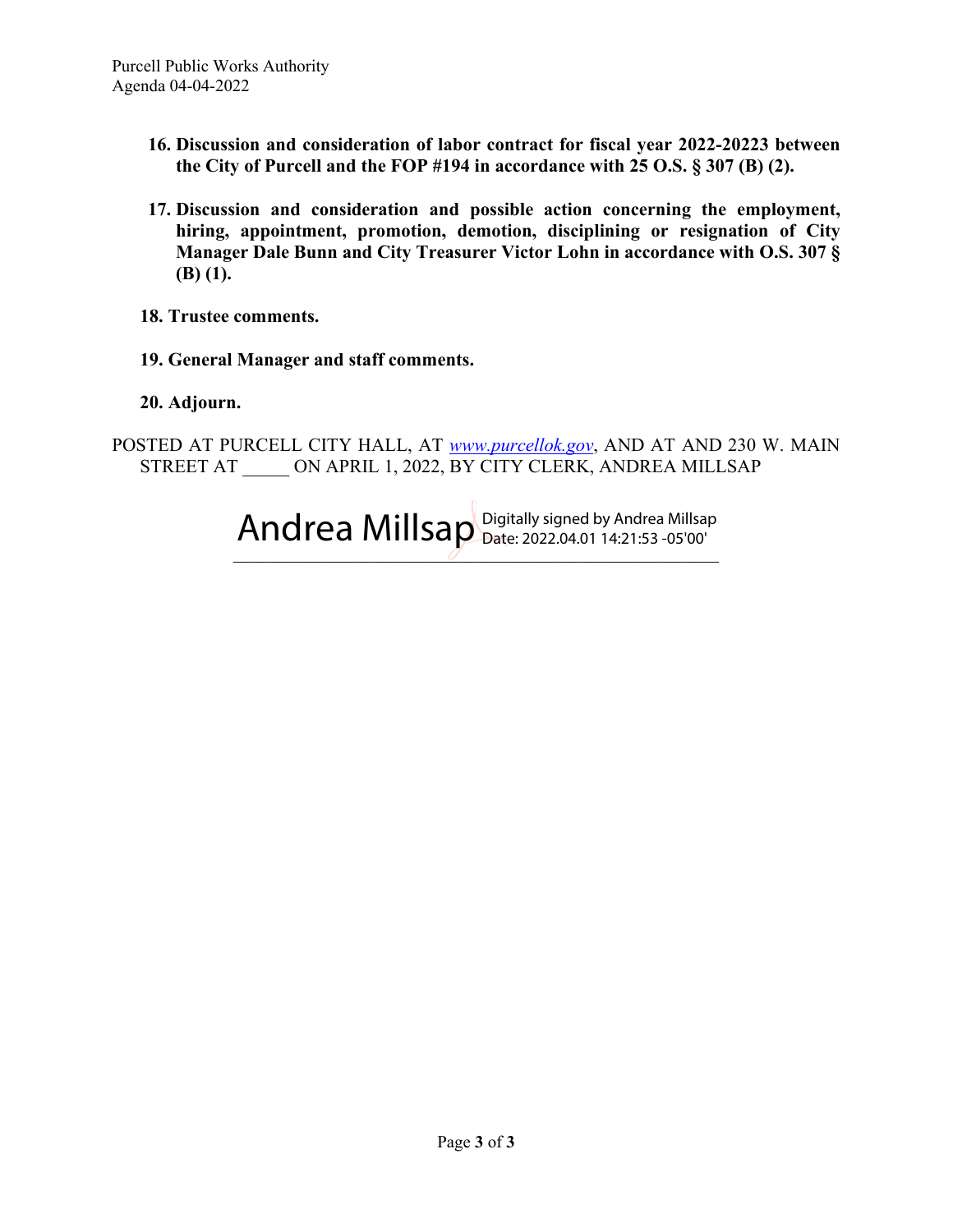16. **Discussion and consideration of labor contract for fiscal year 2022-20223 between the City of Purcell and the FOP #194 in accordance with 25 O.S. § 307 (B) (2).**

17. **Discussion and consideration and possible action concerning the employment, hiring, appointment, promotion, demotion, disciplining or resignation of City Manager Dale Bunn and City Treasurer Victor Lohn in accordance with O.S. 307 § (B) (1).**

18. **Trustee comments.**

19. **General Manager and staff comments.**

20. **Adjourn.**

POSTED AT PURCELL CITY HALL, AT *www.purcellok.gov*, AND AT AND 230 W. MAIN STREET AT _____ ON APRIL 1, 2022, BY CITY CLERK, ANDREA MILLSAP

Andrea Millsap Digitally signed by Andrea Millsap Date: 2022.04.01 14:21:53 -05'00'